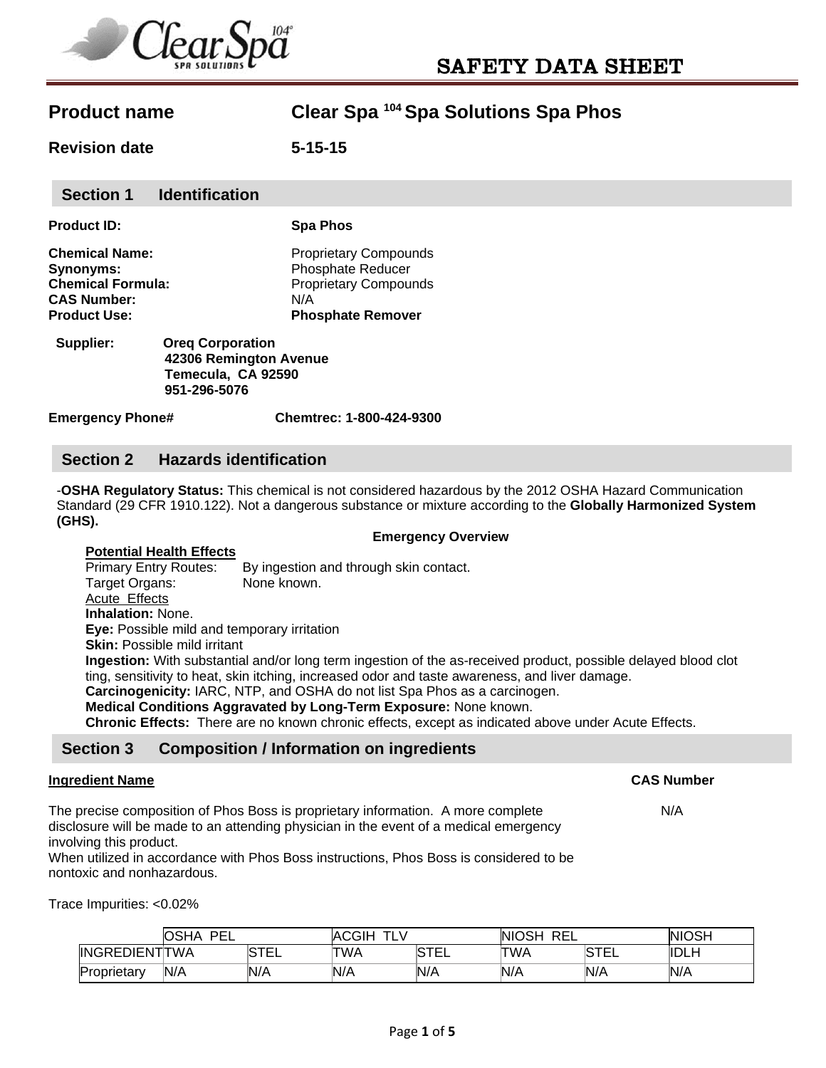# SAFETY DATA SHEET

**Product name** Clear Spa [104] Spa Solutions Spa Phos

**Revision date** 5-15-15

## Section 1 Identification

**Product ID:** **Spa Phos**

**Chemical Name:** Proprietary Compounds
**Synonyms:** Phosphate Reducer
**Chemical Formula:** Proprietary Compounds
**CAS Number:** N/A
**Product Use:** **Phosphate Remover**

**Supplier:** **Oreq Corporation**
**42306 Remington Avenue**
**Temecula, CA 92590**
**951-296-5076**

**Emergency Phone#** **Chemtrec: 1-800-424-9300**

## Section 2 Hazards identification

-**OSHA Regulatory Status:** This chemical is not considered hazardous by the 2012 OSHA Hazard Communication Standard (29 CFR 1910.122). Not a dangerous substance or mixture according to the **Globally Harmonized System (GHS).**

**Emergency Overview**

**Potential Health Effects**

Primary Entry Routes: By ingestion and through skin contact.
Target Organs: None known.

Acute Effects

**Inhalation:** None.
**Eye:** Possible mild and temporary irritation
**Skin:** Possible mild irritant
**Ingestion:** With substantial and/or long term ingestion of the as-received product, possible delayed blood clot ting, sensitivity to heat, skin itching, increased odor and taste awareness, and liver damage.
**Carcinogenicity:** IARC, NTP, and OSHA do not list Spa Phos as a carcinogen.
**Medical Conditions Aggravated by Long-Term Exposure:** None known.
**Chronic Effects:** There are no known chronic effects, except as indicated above under Acute Effects.

## Section 3 Composition / Information on ingredients

| **Ingredient Name** | **CAS Number** |
|---|---|
| The precise composition of Phos Boss is proprietary information. A more complete disclosure will be made to an attending physician in the event of a medical emergency involving this product. When utilized in accordance with Phos Boss instructions, Phos Boss is considered to be nontoxic and nonhazardous. | N/A |

Trace Impurities: <0.02%

| | OSHA PEL | | ACGIH TLV | | NIOSH REL | | NIOSH |
|---|---|---|---|---|---|---|---|
| INGREDIENT | TWA | STEL | TWA | STEL | TWA | STEL | IDLH |
| Proprietary | N/A | N/A | N/A | N/A | N/A | N/A | N/A |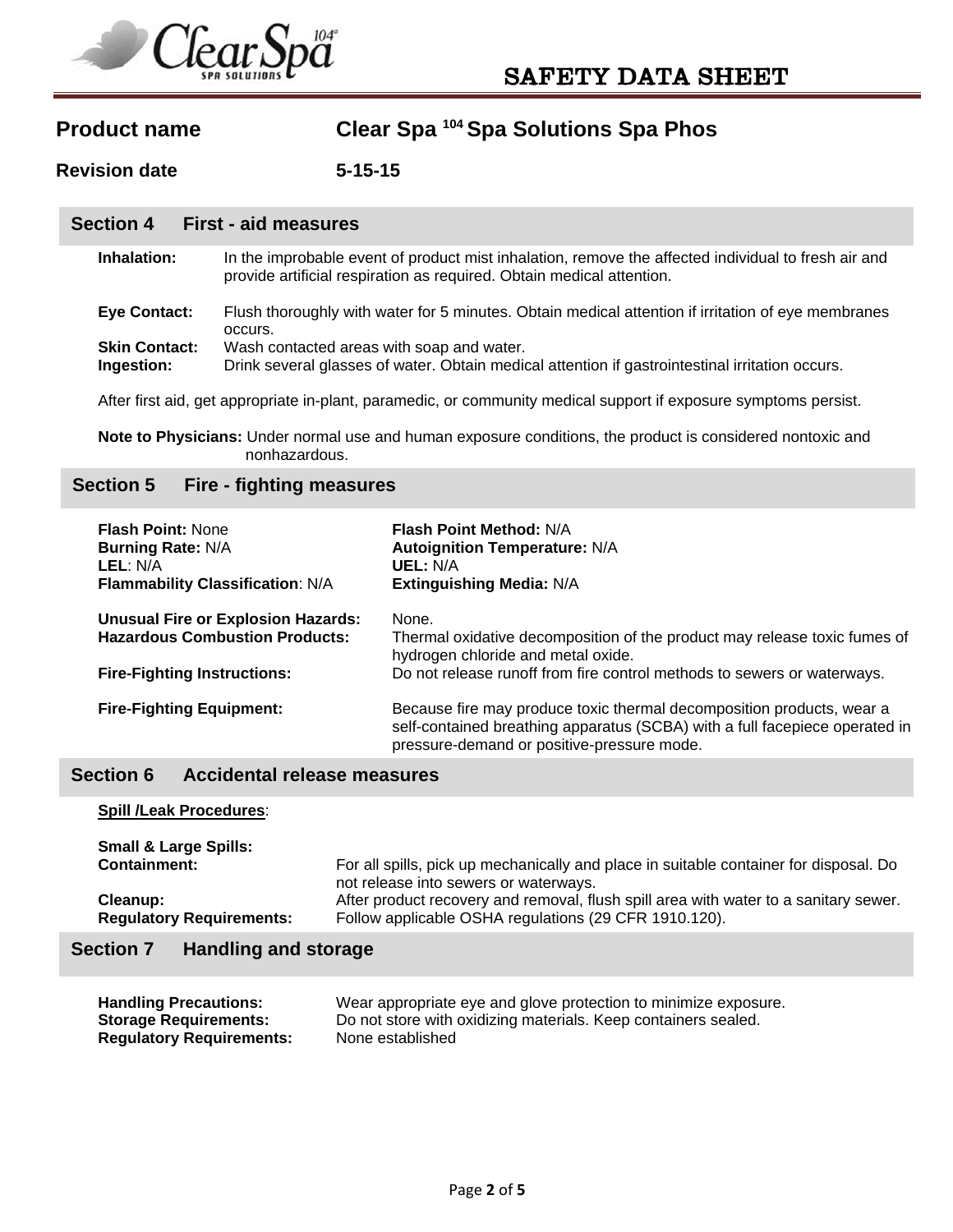# SAFETY DATA SHEET

**Product name** Clear Spa [104] Spa Solutions Spa Phos

**Revision date** 5-15-15

## Section 4 First - aid measures

**Inhalation:** In the improbable event of product mist inhalation, remove the affected individual to fresh air and provide artificial respiration as required. Obtain medical attention.

**Eye Contact:** Flush thoroughly with water for 5 minutes. Obtain medical attention if irritation of eye membranes occurs.

**Skin Contact:** Wash contacted areas with soap and water.

**Ingestion:** Drink several glasses of water. Obtain medical attention if gastrointestinal irritation occurs.

After first aid, get appropriate in-plant, paramedic, or community medical support if exposure symptoms persist.

**Note to Physicians:** Under normal use and human exposure conditions, the product is considered nontoxic and nonhazardous.

## Section 5 Fire - fighting measures

**Flash Point:** None
**Burning Rate:** N/A
**LEL**: N/A
**Flammability Classification**: N/A

**Flash Point Method:** N/A
**Autoignition Temperature:** N/A
**UEL:** N/A
**Extinguishing Media:** N/A

**Unusual Fire or Explosion Hazards:** None.

**Hazardous Combustion Products:** Thermal oxidative decomposition of the product may release toxic fumes of hydrogen chloride and metal oxide.

**Fire-Fighting Instructions:** Do not release runoff from fire control methods to sewers or waterways.

**Fire-Fighting Equipment:** Because fire may produce toxic thermal decomposition products, wear a self-contained breathing apparatus (SCBA) with a full facepiece operated in pressure-demand or positive-pressure mode.

## Section 6 Accidental release measures

**Spill /Leak Procedures**:

**Small & Large Spills:**

**Containment:** For all spills, pick up mechanically and place in suitable container for disposal. Do not release into sewers or waterways.

**Cleanup:** After product recovery and removal, flush spill area with water to a sanitary sewer.

**Regulatory Requirements:** Follow applicable OSHA regulations (29 CFR 1910.120).

## Section 7 Handling and storage

**Handling Precautions:** Wear appropriate eye and glove protection to minimize exposure.

**Storage Requirements:** Do not store with oxidizing materials. Keep containers sealed.

**Regulatory Requirements:** None established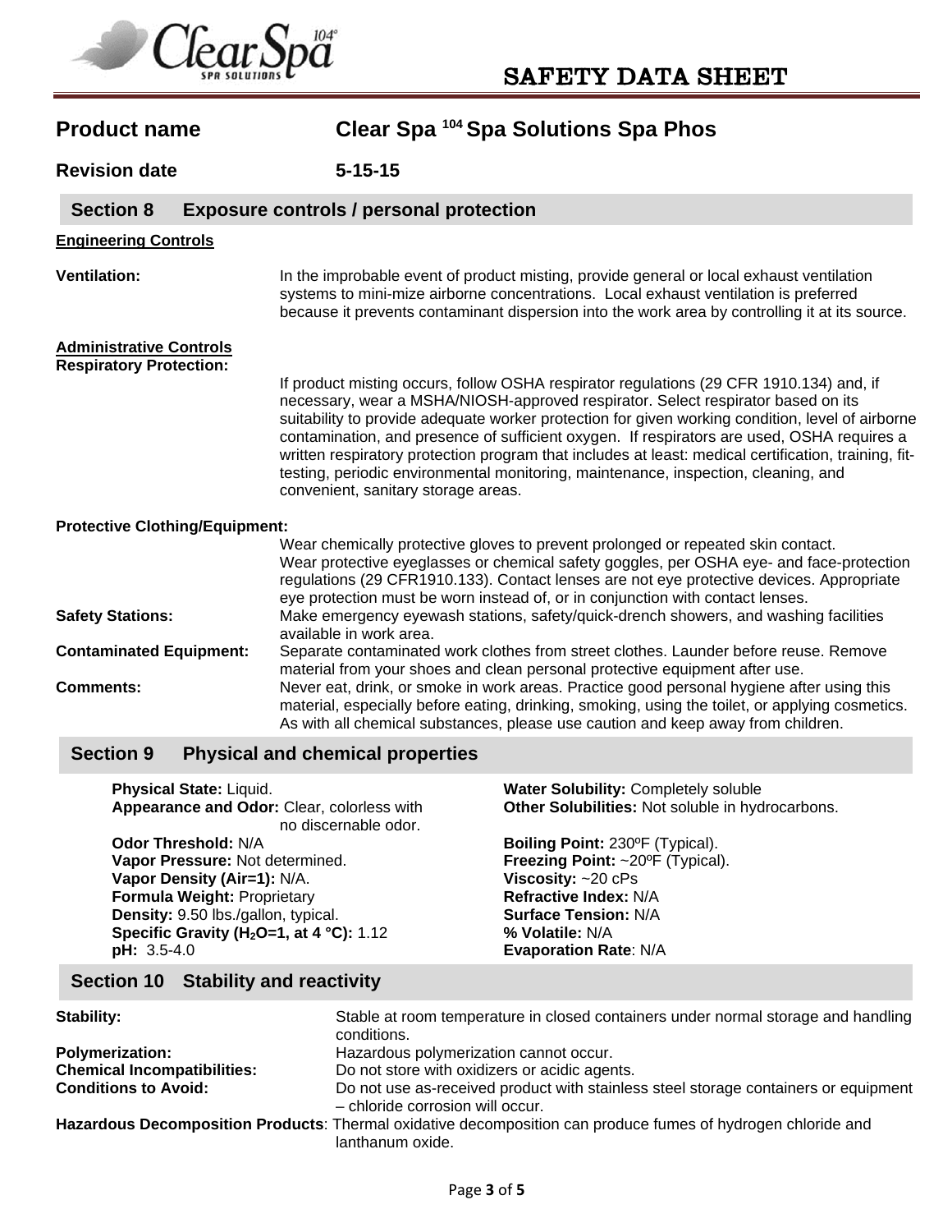# SAFETY DATA SHEET

**Product name** Clear Spa [104] Spa Solutions Spa Phos

**Revision date** 5-15-15

## Section 8 Exposure controls / personal protection

**Engineering Controls**

**Ventilation:** In the improbable event of product misting, provide general or local exhaust ventilation systems to mini-mize airborne concentrations. Local exhaust ventilation is preferred because it prevents contaminant dispersion into the work area by controlling it at its source.

**Administrative Controls**

**Respiratory Protection:** If product misting occurs, follow OSHA respirator regulations (29 CFR 1910.134) and, if necessary, wear a MSHA/NIOSH-approved respirator. Select respirator based on its suitability to provide adequate worker protection for given working condition, level of airborne contamination, and presence of sufficient oxygen. If respirators are used, OSHA requires a written respiratory protection program that includes at least: medical certification, training, fit-testing, periodic environmental monitoring, maintenance, inspection, cleaning, and convenient, sanitary storage areas.

**Protective Clothing/Equipment:** Wear chemically protective gloves to prevent prolonged or repeated skin contact. Wear protective eyeglasses or chemical safety goggles, per OSHA eye- and face-protection regulations (29 CFR1910.133). Contact lenses are not eye protective devices. Appropriate eye protection must be worn instead of, or in conjunction with contact lenses.

**Safety Stations:** Make emergency eyewash stations, safety/quick-drench showers, and washing facilities available in work area.

**Contaminated Equipment:** Separate contaminated work clothes from street clothes. Launder before reuse. Remove material from your shoes and clean personal protective equipment after use.

**Comments:** Never eat, drink, or smoke in work areas. Practice good personal hygiene after using this material, especially before eating, drinking, smoking, using the toilet, or applying cosmetics. As with all chemical substances, please use caution and keep away from children.

## Section 9 Physical and chemical properties

**Physical State:** Liquid.
**Appearance and Odor:** Clear, colorless with no discernable odor.
**Odor Threshold:** N/A
**Vapor Pressure:** Not determined.
**Vapor Density (Air=1):** N/A.
**Formula Weight:** Proprietary
**Density:** 9.50 lbs./gallon, typical.
**Specific Gravity ($H_2O$=1, at 4 °C):** 1.12
**pH:** 3.5-4.0

**Water Solubility:** Completely soluble
**Other Solubilities:** Not soluble in hydrocarbons.
**Boiling Point:** 230ºF (Typical).
**Freezing Point:** ~20ºF (Typical).
**Viscosity:** ~20 cPs
**Refractive Index:** N/A
**Surface Tension:** N/A
**% Volatile:** N/A
**Evaporation Rate**: N/A

## Section 10 Stability and reactivity

**Stability:** Stable at room temperature in closed containers under normal storage and handling conditions.

**Polymerization:** Hazardous polymerization cannot occur.

**Chemical Incompatibilities:** Do not store with oxidizers or acidic agents.

**Conditions to Avoid:** Do not use as-received product with stainless steel storage containers or equipment – chloride corrosion will occur.

**Hazardous Decomposition Products**: Thermal oxidative decomposition can produce fumes of hydrogen chloride and lanthanum oxide.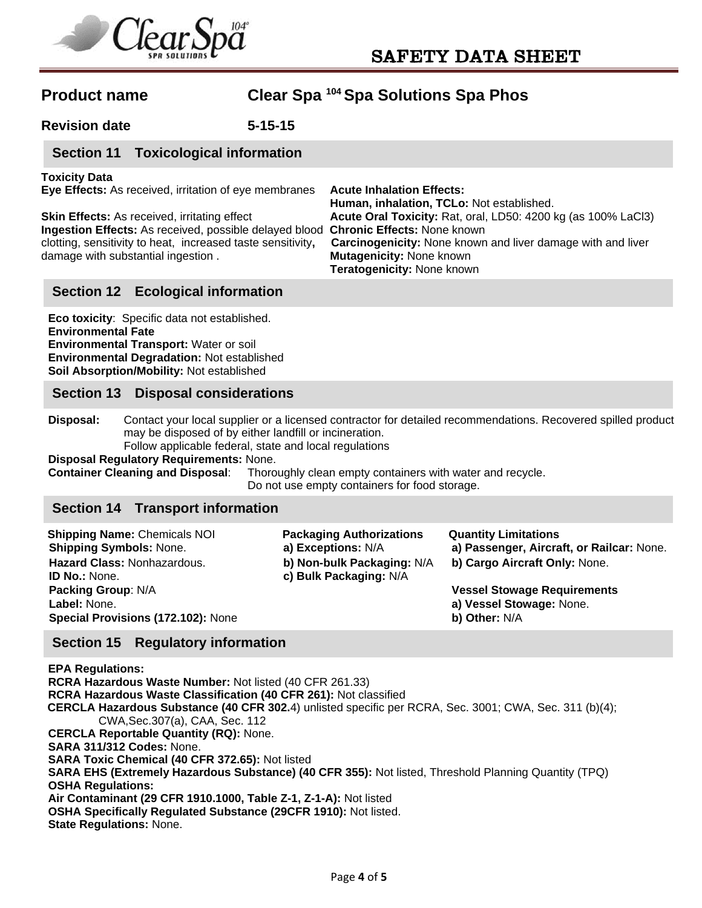**SAFETY DATA SHEET**

**Product name** **Clear Spa [104] Spa Solutions Spa Phos**

**Revision date** **5-15-15**

## Section 11 Toxicological information

**Toxicity Data**

**Eye Effects:** As received, irritation of eye membranes

**Skin Effects:** As received, irritating effect

**Ingestion Effects:** As received, possible delayed blood clotting, sensitivity to heat, increased taste sensitivity, damage with substantial ingestion .

**Acute Inhalation Effects:**
**Human, inhalation, TCLo:** Not established.
**Acute Oral Toxicity:** Rat, oral, LD50: 4200 kg (as 100% $LaCl_3$)
**Chronic Effects:** None known
**Carcinogenicity:** None known and liver damage with and liver
**Mutagenicity:** None known
**Teratogenicity:** None known

## Section 12 Ecological information

**Eco toxicity**: Specific data not established.
**Environmental Fate**
**Environmental Transport:** Water or soil
**Environmental Degradation:** Not established
**Soil Absorption/Mobility:** Not established

## Section 13 Disposal considerations

**Disposal:** Contact your local supplier or a licensed contractor for detailed recommendations. Recovered spilled product may be disposed of by either landfill or incineration.
Follow applicable federal, state and local regulations

**Disposal Regulatory Requirements:** None.

**Container Cleaning and Disposal**: Thoroughly clean empty containers with water and recycle.
Do not use empty containers for food storage.

## Section 14 Transport information

**Shipping Name:** Chemicals NOI
**Shipping Symbols:** None.
**Hazard Class:** Nonhazardous.
**ID No.:** None.
**Packing Group**: N/A
**Label:** None.
**Special Provisions (172.102):** None

**Packaging Authorizations**
**a) Exceptions:** N/A
**b) Non-bulk Packaging:** N/A
**c) Bulk Packaging:** N/A

**Quantity Limitations**
**a) Passenger, Aircraft, or Railcar:** None.
**b) Cargo Aircraft Only:** None.

**Vessel Stowage Requirements**
**a) Vessel Stowage:** None.
**b) Other:** N/A

## Section 15 Regulatory information

**EPA Regulations:**
**RCRA Hazardous Waste Number:** Not listed (40 CFR 261.33)
**RCRA Hazardous Waste Classification (40 CFR 261):** Not classified
**CERCLA Hazardous Substance (40 CFR 302.**4) unlisted specific per RCRA, Sec. 3001; CWA, Sec. 311 (b)(4); CWA,Sec.307(a), CAA, Sec. 112
**CERCLA Reportable Quantity (RQ):** None.
**SARA 311/312 Codes:** None.
**SARA Toxic Chemical (40 CFR 372.65):** Not listed
**SARA EHS (Extremely Hazardous Substance) (40 CFR 355):** Not listed, Threshold Planning Quantity (TPQ)
**OSHA Regulations:**
**Air Contaminant (29 CFR 1910.1000, Table Z-1, Z-1-A):** Not listed
**OSHA Specifically Regulated Substance (29CFR 1910):** Not listed.
**State Regulations:** None.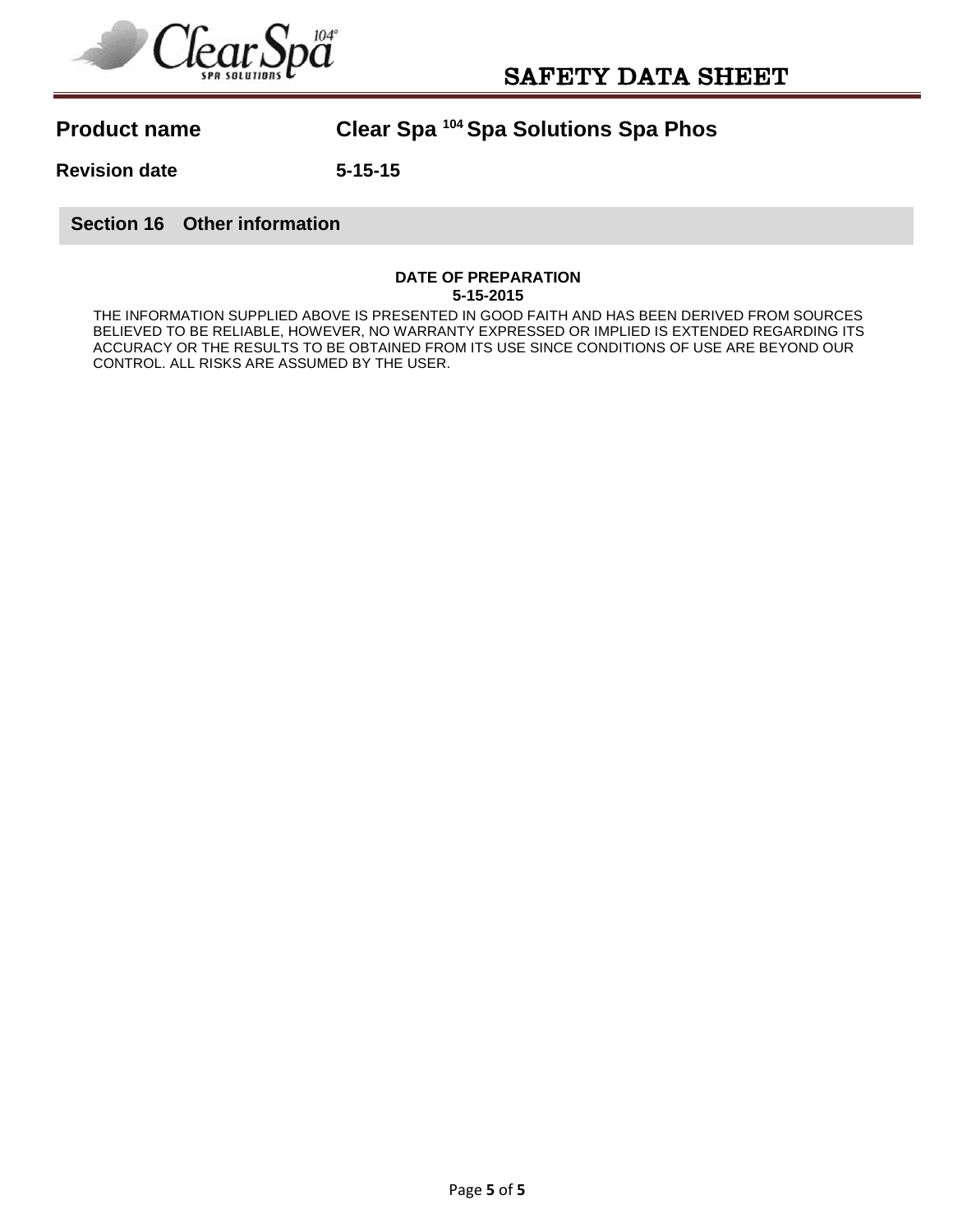**Product name** **Clear Spa [104] Spa Solutions Spa Phos**

**Revision date** **5-15-15**

## Section 16 Other information

**DATE OF PREPARATION**
**5-15-2015**

THE INFORMATION SUPPLIED ABOVE IS PRESENTED IN GOOD FAITH AND HAS BEEN DERIVED FROM SOURCES BELIEVED TO BE RELIABLE, HOWEVER, NO WARRANTY EXPRESSED OR IMPLIED IS EXTENDED REGARDING ITS ACCURACY OR THE RESULTS TO BE OBTAINED FROM ITS USE SINCE CONDITIONS OF USE ARE BEYOND OUR CONTROL. ALL RISKS ARE ASSUMED BY THE USER.